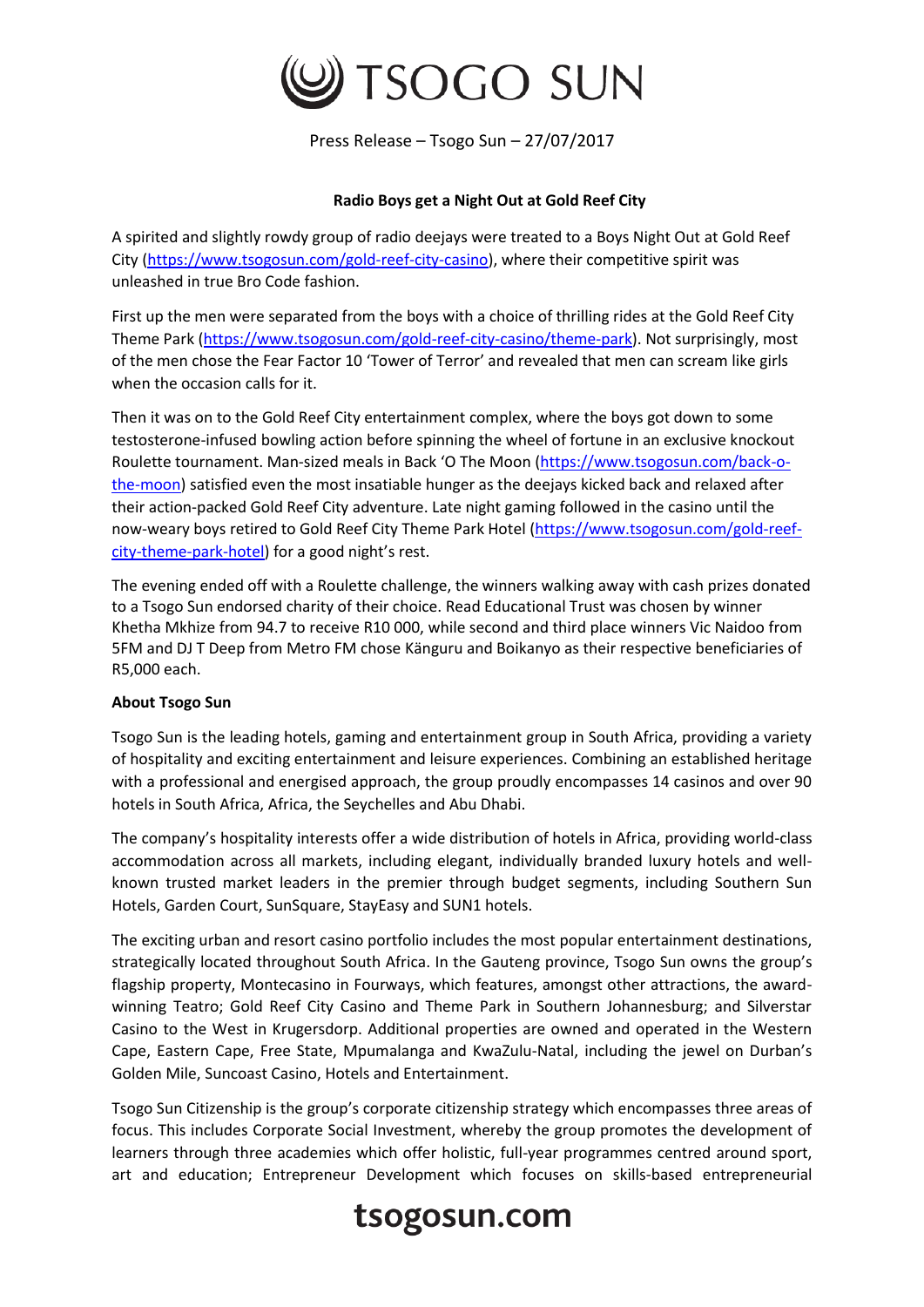# TSOGO SUN

Press Release – Tsogo Sun – 27/07/2017

**Radio Boys get a Night Out at Gold Reef City**

A spirited and slightly rowdy group of radio deejays were treated to a Boys Night Out at Gold Reef City (https://www.tsogosun.com/gold-reef-city-casino), where their competitive spirit was unleashed in true Bro Code fashion.

First up the men were separated from the boys with a choice of thrilling rides at the Gold Reef City Theme Park (https://www.tsogosun.com/gold-reef-city-casino/theme-park). Not surprisingly, most of the men chose the Fear Factor 10 'Tower of Terror' and revealed that men can scream like girls when the occasion calls for it.

Then it was on to the Gold Reef City entertainment complex, where the boys got down to some testosterone-infused bowling action before spinning the wheel of fortune in an exclusive knockout Roulette tournament. Man-sized meals in Back 'O The Moon (https://www.tsogosun.com/back-o-the-moon) satisfied even the most insatiable hunger as the deejays kicked back and relaxed after their action-packed Gold Reef City adventure. Late night gaming followed in the casino until the now-weary boys retired to Gold Reef City Theme Park Hotel (https://www.tsogosun.com/gold-reef-city-theme-park-hotel) for a good night's rest.

The evening ended off with a Roulette challenge, the winners walking away with cash prizes donated to a Tsogo Sun endorsed charity of their choice. Read Educational Trust was chosen by winner Khetha Mkhize from 94.7 to receive R10 000, while second and third place winners Vic Naidoo from 5FM and DJ T Deep from Metro FM chose Känguru and Boikanyo as their respective beneficiaries of R5,000 each.

**About Tsogo Sun**

Tsogo Sun is the leading hotels, gaming and entertainment group in South Africa, providing a variety of hospitality and exciting entertainment and leisure experiences. Combining an established heritage with a professional and energised approach, the group proudly encompasses 14 casinos and over 90 hotels in South Africa, Africa, the Seychelles and Abu Dhabi.

The company's hospitality interests offer a wide distribution of hotels in Africa, providing world-class accommodation across all markets, including elegant, individually branded luxury hotels and well-known trusted market leaders in the premier through budget segments, including Southern Sun Hotels, Garden Court, SunSquare, StayEasy and SUN1 hotels.

The exciting urban and resort casino portfolio includes the most popular entertainment destinations, strategically located throughout South Africa. In the Gauteng province, Tsogo Sun owns the group's flagship property, Montecasino in Fourways, which features, amongst other attractions, the award-winning Teatro; Gold Reef City Casino and Theme Park in Southern Johannesburg; and Silverstar Casino to the West in Krugersdorp. Additional properties are owned and operated in the Western Cape, Eastern Cape, Free State, Mpumalanga and KwaZulu-Natal, including the jewel on Durban's Golden Mile, Suncoast Casino, Hotels and Entertainment.

Tsogo Sun Citizenship is the group's corporate citizenship strategy which encompasses three areas of focus. This includes Corporate Social Investment, whereby the group promotes the development of learners through three academies which offer holistic, full-year programmes centred around sport, art and education; Entrepreneur Development which focuses on skills-based entrepreneurial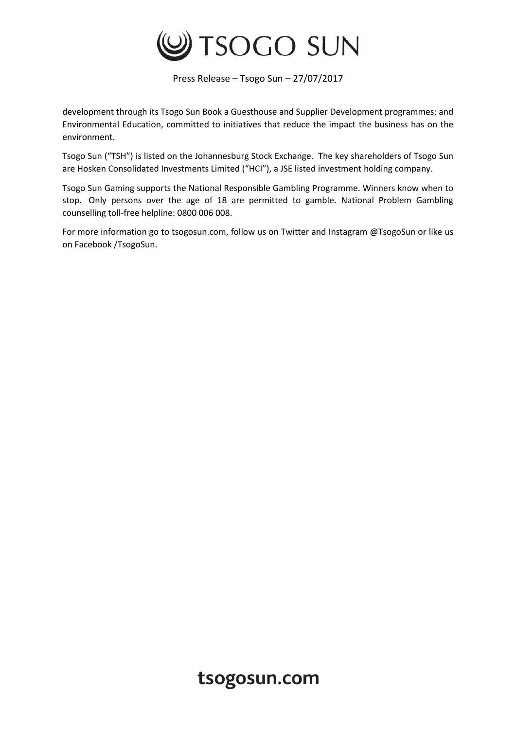development through its Tsogo Sun Book a Guesthouse and Supplier Development programmes; and Environmental Education, committed to initiatives that reduce the impact the business has on the environment.

Tsogo Sun ("TSH") is listed on the Johannesburg Stock Exchange. The key shareholders of Tsogo Sun are Hosken Consolidated Investments Limited ("HCI"), a JSE listed investment holding company.

Tsogo Sun Gaming supports the National Responsible Gambling Programme. Winners know when to stop. Only persons over the age of 18 are permitted to gamble. National Problem Gambling counselling toll-free helpline: 0800 006 008.

For more information go to tsogosun.com, follow us on Twitter and Instagram @TsogoSun or like us on Facebook /TsogoSun.